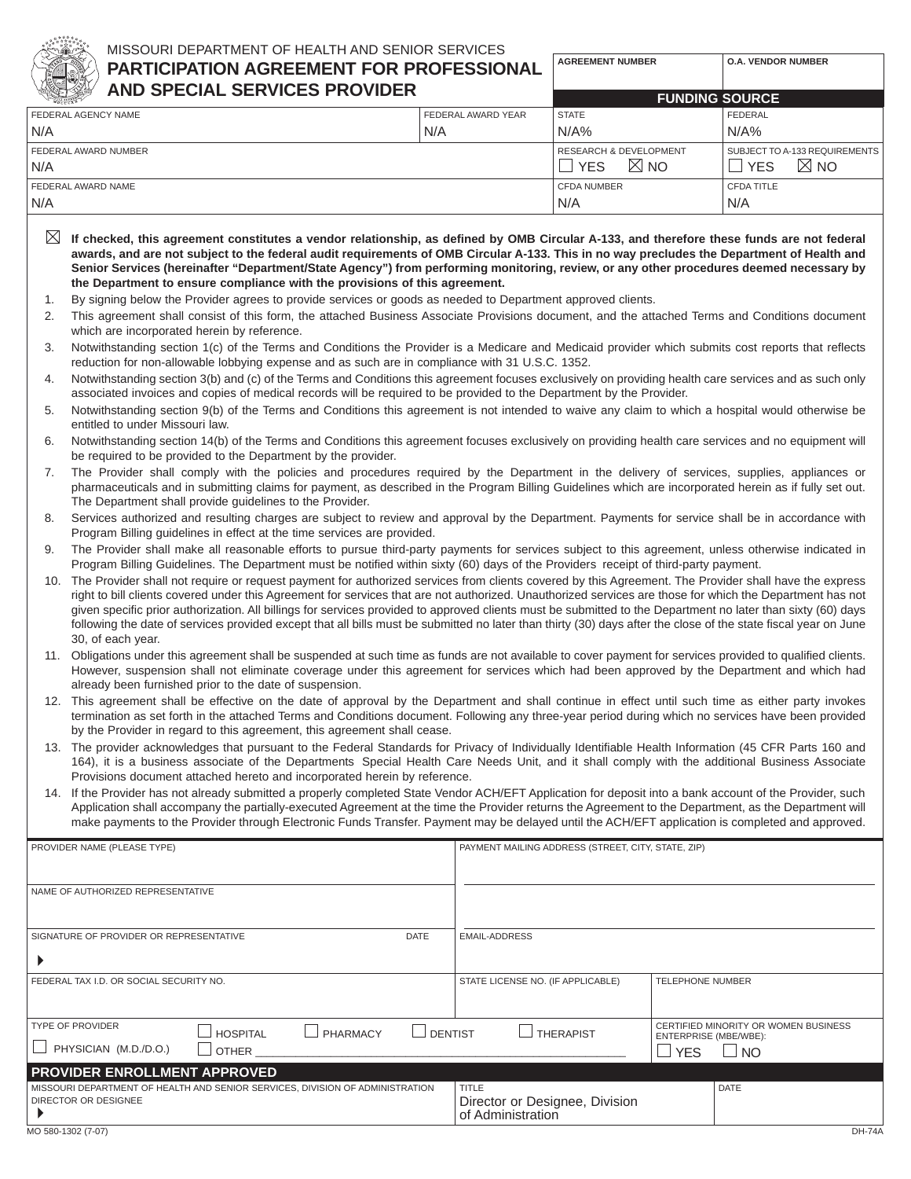MISSOURI DEPARTMENT OF HEALTH AND SENIOR SERVICES

# PARTICIPATION AGREEMENT FOR PROFESSIONAL AND SPECIAL SERVICES PROVIDER

| AGREEMENT NUMBER | O.A. VENDOR NUMBER |
|---|---|
| | |

| FEDERAL AGENCY NAME | FEDERAL AWARD YEAR | FUNDING SOURCE — STATE | FUNDING SOURCE — FEDERAL |
|---|---|---|---|
| N/A | N/A | N/A% | N/A% |
| **FEDERAL AWARD NUMBER** | | **RESEARCH & DEVELOPMENT** | **SUBJECT TO A-133 REQUIREMENTS** |
| N/A | | ☐ YES ☒ NO | ☐ YES ☒ NO |
| **FEDERAL AWARD NAME** | | **CFDA NUMBER** | **CFDA TITLE** |
| N/A | | N/A | N/A |

☒ **If checked, this agreement constitutes a vendor relationship, as defined by OMB Circular A-133, and therefore these funds are not federal awards, and are not subject to the federal audit requirements of OMB Circular A-133. This in no way precludes the Department of Health and Senior Services (hereinafter "Department/State Agency") from performing monitoring, review, or any other procedures deemed necessary by the Department to ensure compliance with the provisions of this agreement.**

1. By signing below the Provider agrees to provide services or goods as needed to Department approved clients.
2. This agreement shall consist of this form, the attached Business Associate Provisions document, and the attached Terms and Conditions document which are incorporated herein by reference.
3. Notwithstanding section 1(c) of the Terms and Conditions the Provider is a Medicare and Medicaid provider which submits cost reports that reflects reduction for non-allowable lobbying expense and as such are in compliance with 31 U.S.C. 1352.
4. Notwithstanding section 3(b) and (c) of the Terms and Conditions this agreement focuses exclusively on providing health care services and as such only associated invoices and copies of medical records will be required to be provided to the Department by the Provider.
5. Notwithstanding section 9(b) of the Terms and Conditions this agreement is not intended to waive any claim to which a hospital would otherwise be entitled to under Missouri law.
6. Notwithstanding section 14(b) of the Terms and Conditions this agreement focuses exclusively on providing health care services and no equipment will be required to be provided to the Department by the provider.
7. The Provider shall comply with the policies and procedures required by the Department in the delivery of services, supplies, appliances or pharmaceuticals and in submitting claims for payment, as described in the Program Billing Guidelines which are incorporated herein as if fully set out. The Department shall provide guidelines to the Provider.
8. Services authorized and resulting charges are subject to review and approval by the Department. Payments for service shall be in accordance with Program Billing guidelines in effect at the time services are provided.
9. The Provider shall make all reasonable efforts to pursue third-party payments for services subject to this agreement, unless otherwise indicated in Program Billing Guidelines. The Department must be notified within sixty (60) days of the Providers receipt of third-party payment.
10. The Provider shall not require or request payment for authorized services from clients covered by this Agreement. The Provider shall have the express right to bill clients covered under this Agreement for services that are not authorized. Unauthorized services are those for which the Department has not given specific prior authorization. All billings for services provided to approved clients must be submitted to the Department no later than sixty (60) days following the date of services provided except that all bills must be submitted no later than thirty (30) days after the close of the state fiscal year on June 30, of each year.
11. Obligations under this agreement shall be suspended at such time as funds are not available to cover payment for services provided to qualified clients. However, suspension shall not eliminate coverage under this agreement for services which had been approved by the Department and which had already been furnished prior to the date of suspension.
12. This agreement shall be effective on the date of approval by the Department and shall continue in effect until such time as either party invokes termination as set forth in the attached Terms and Conditions document. Following any three-year period during which no services have been provided by the Provider in regard to this agreement, this agreement shall cease.
13. The provider acknowledges that pursuant to the Federal Standards for Privacy of Individually Identifiable Health Information (45 CFR Parts 160 and 164), it is a business associate of the Departments Special Health Care Needs Unit, and it shall comply with the additional Business Associate Provisions document attached hereto and incorporated herein by reference.
14. If the Provider has not already submitted a properly completed State Vendor ACH/EFT Application for deposit into a bank account of the Provider, such Application shall accompany the partially-executed Agreement at the time the Provider returns the Agreement to the Department, as the Department will make payments to the Provider through Electronic Funds Transfer. Payment may be delayed until the ACH/EFT application is completed and approved.

| PROVIDER NAME (PLEASE TYPE) | PAYMENT MAILING ADDRESS (STREET, CITY, STATE, ZIP) | |
|---|---|---|
| | | |
| **NAME OF AUTHORIZED REPRESENTATIVE** | | |
| | | |
| **SIGNATURE OF PROVIDER OR REPRESENTATIVE** / **DATE** | **EMAIL-ADDRESS** | |
| ▶ | | |
| **FEDERAL TAX I.D. OR SOCIAL SECURITY NO.** | **STATE LICENSE NO. (IF APPLICABLE)** | **TELEPHONE NUMBER** |
| | | |
| **TYPE OF PROVIDER** ☐ HOSPITAL ☐ PHARMACY ☐ DENTIST ☐ THERAPIST ☐ PHYSICIAN (M.D./D.O.) ☐ OTHER ____ | | **CERTIFIED MINORITY OR WOMEN BUSINESS ENTERPRISE (MBE/WBE):** ☐ YES ☐ NO |

## PROVIDER ENROLLMENT APPROVED

| MISSOURI DEPARTMENT OF HEALTH AND SENIOR SERVICES, DIVISION OF ADMINISTRATION DIRECTOR OR DESIGNEE | TITLE | DATE |
|---|---|---|
| ▶ | Director or Designee, Division of Administration | |

MO 580-1302 (7-07) DH-74A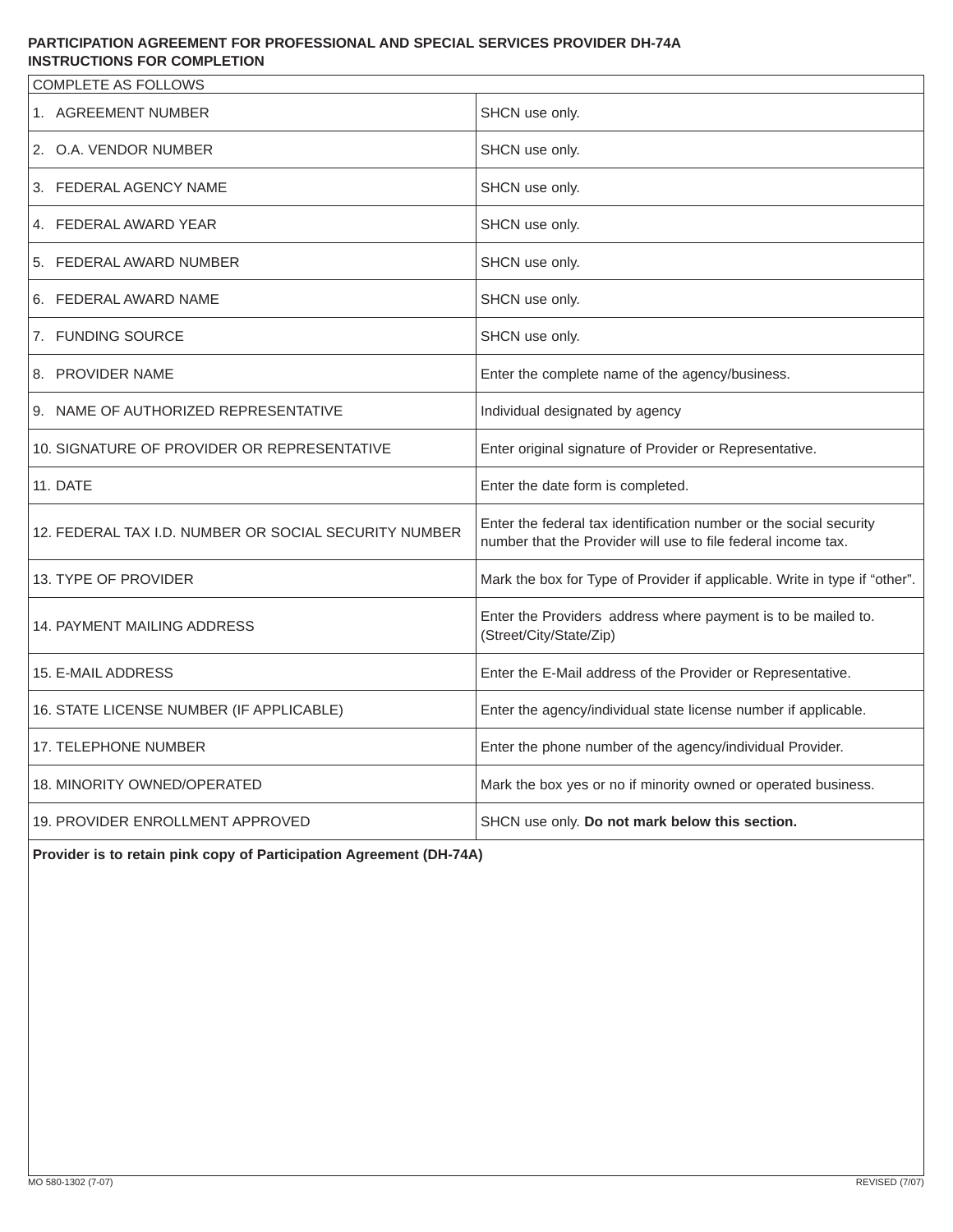**PARTICIPATION AGREEMENT FOR PROFESSIONAL AND SPECIAL SERVICES PROVIDER DH-74A**
**INSTRUCTIONS FOR COMPLETION**

| COMPLETE AS FOLLOWS | |
|---|---|
| 1. AGREEMENT NUMBER | SHCN use only. |
| 2. O.A. VENDOR NUMBER | SHCN use only. |
| 3. FEDERAL AGENCY NAME | SHCN use only. |
| 4. FEDERAL AWARD YEAR | SHCN use only. |
| 5. FEDERAL AWARD NUMBER | SHCN use only. |
| 6. FEDERAL AWARD NAME | SHCN use only. |
| 7. FUNDING SOURCE | SHCN use only. |
| 8. PROVIDER NAME | Enter the complete name of the agency/business. |
| 9. NAME OF AUTHORIZED REPRESENTATIVE | Individual designated by agency |
| 10. SIGNATURE OF PROVIDER OR REPRESENTATIVE | Enter original signature of Provider or Representative. |
| 11. DATE | Enter the date form is completed. |
| 12. FEDERAL TAX I.D. NUMBER OR SOCIAL SECURITY NUMBER | Enter the federal tax identification number or the social security number that the Provider will use to file federal income tax. |
| 13. TYPE OF PROVIDER | Mark the box for Type of Provider if applicable. Write in type if "other". |
| 14. PAYMENT MAILING ADDRESS | Enter the Providers address where payment is to be mailed to. (Street/City/State/Zip) |
| 15. E-MAIL ADDRESS | Enter the E-Mail address of the Provider or Representative. |
| 16. STATE LICENSE NUMBER (IF APPLICABLE) | Enter the agency/individual state license number if applicable. |
| 17. TELEPHONE NUMBER | Enter the phone number of the agency/individual Provider. |
| 18. MINORITY OWNED/OPERATED | Mark the box yes or no if minority owned or operated business. |
| 19. PROVIDER ENROLLMENT APPROVED | SHCN use only. **Do not mark below this section.** |

**Provider is to retain pink copy of Participation Agreement (DH-74A)**

MO 580-1302 (7-07) REVISED (7/07)